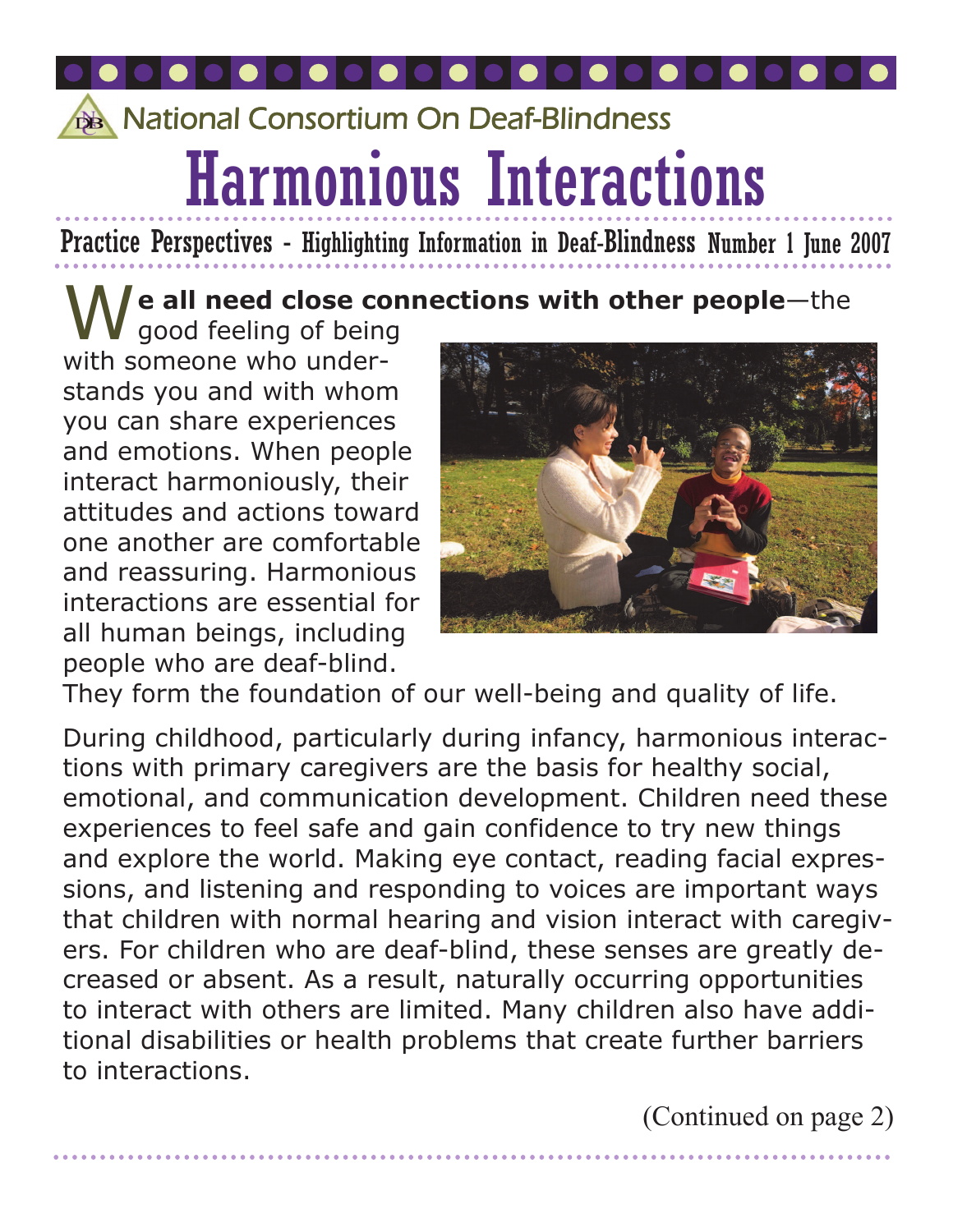National Consortium On Deaf-Blindness

# Harmonious Interactions

Practice Perspectives - Highlighting Information in Deaf-Blindness Number 1 June 2007

**We all need close connections with other people**—the good feeling of being with someone who understands you and with whom you can share experiences and emotions. When people interact harmoniously, their attitudes and actions toward one another are comfortable and reassuring. Harmonious interactions are essential for all human beings, including people who are deaf-blind. They form the foundation of our well-being and quality of life.

During childhood, particularly during infancy, harmonious interactions with primary caregivers are the basis for healthy social, emotional, and communication development. Children need these experiences to feel safe and gain confidence to try new things and explore the world. Making eye contact, reading facial expressions, and listening and responding to voices are important ways that children with normal hearing and vision interact with caregivers. For children who are deaf-blind, these senses are greatly decreased or absent. As a result, naturally occurring opportunities to interact with others are limited. Many children also have additional disabilities or health problems that create further barriers to interactions.

(Continued on page 2)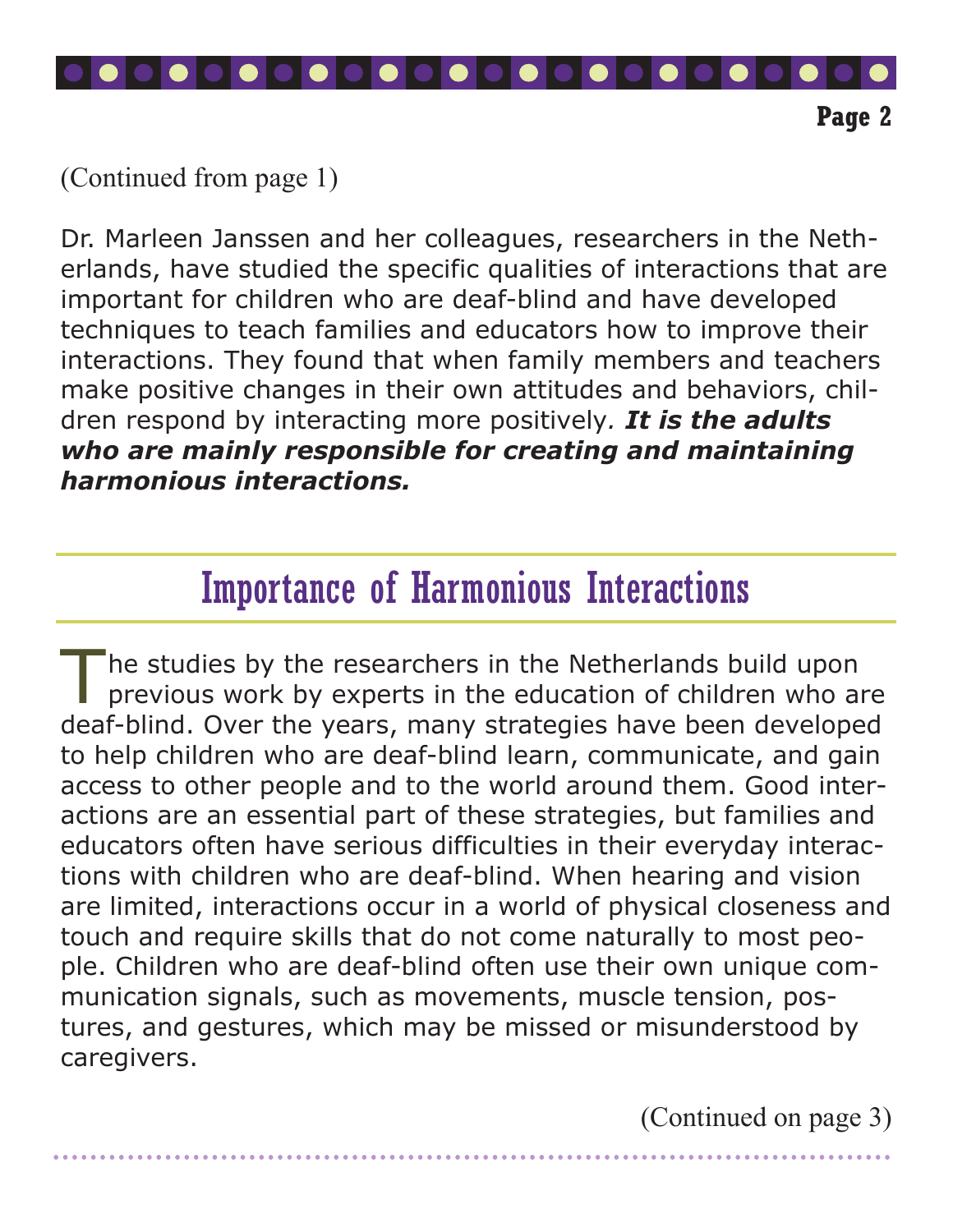(Continued from page 1)

Dr. Marleen Janssen and her colleagues, researchers in the Netherlands, have studied the specific qualities of interactions that are important for children who are deaf-blind and have developed techniques to teach families and educators how to improve their interactions. They found that when family members and teachers make positive changes in their own attitudes and behaviors, children respond by interacting more positively. ***It is the adults who are mainly responsible for creating and maintaining harmonious interactions.***

## Importance of Harmonious Interactions

The studies by the researchers in the Netherlands build upon previous work by experts in the education of children who are deaf-blind. Over the years, many strategies have been developed to help children who are deaf-blind learn, communicate, and gain access to other people and to the world around them. Good interactions are an essential part of these strategies, but families and educators often have serious difficulties in their everyday interactions with children who are deaf-blind. When hearing and vision are limited, interactions occur in a world of physical closeness and touch and require skills that do not come naturally to most people. Children who are deaf-blind often use their own unique communication signals, such as movements, muscle tension, postures, and gestures, which may be missed or misunderstood by caregivers.

(Continued on page 3)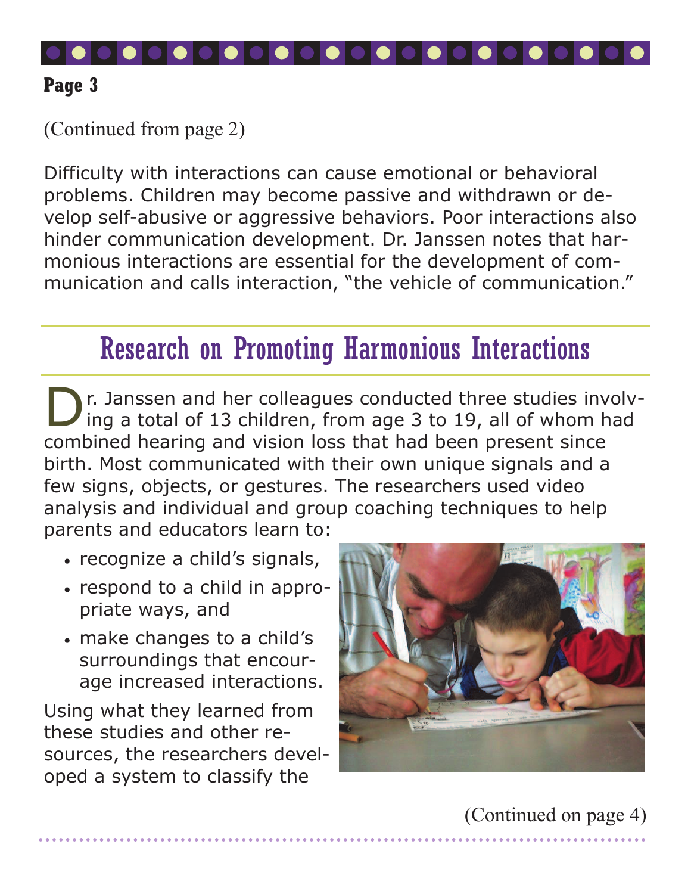(Continued from page 2)

Difficulty with interactions can cause emotional or behavioral problems. Children may become passive and withdrawn or develop self-abusive or aggressive behaviors. Poor interactions also hinder communication development. Dr. Janssen notes that harmonious interactions are essential for the development of communication and calls interaction, "the vehicle of communication."

## Research on Promoting Harmonious Interactions

Dr. Janssen and her colleagues conducted three studies involving a total of 13 children, from age 3 to 19, all of whom had combined hearing and vision loss that had been present since birth. Most communicated with their own unique signals and a few signs, objects, or gestures. The researchers used video analysis and individual and group coaching techniques to help parents and educators learn to:

- recognize a child's signals,
- respond to a child in appropriate ways, and
- make changes to a child's surroundings that encourage increased interactions.

Using what they learned from these studies and other resources, the researchers developed a system to classify the

(Continued on page 4)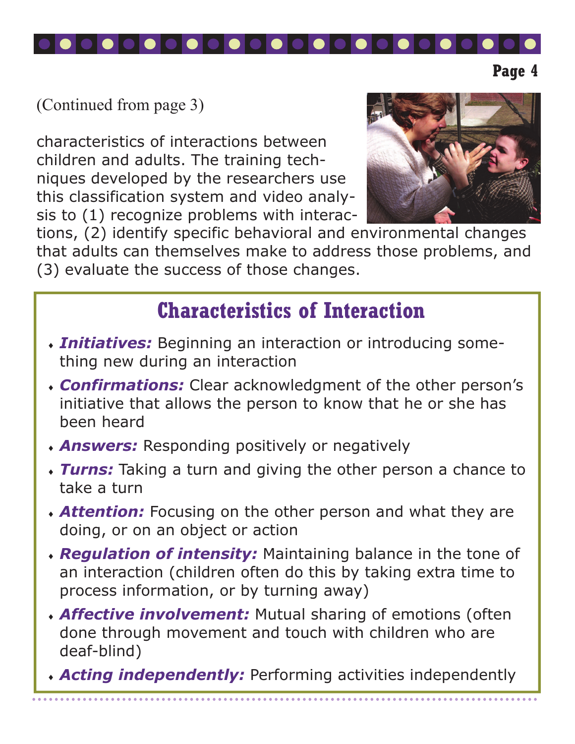(Continued from page 3)

characteristics of interactions between children and adults. The training techniques developed by the researchers use this classification system and video analysis to (1) recognize problems with interactions, (2) identify specific behavioral and environmental changes that adults can themselves make to address those problems, and (3) evaluate the success of those changes.

## Characteristics of Interaction

- ***Initiatives:*** Beginning an interaction or introducing something new during an interaction
- ***Confirmations:*** Clear acknowledgment of the other person's initiative that allows the person to know that he or she has been heard
- ***Answers:*** Responding positively or negatively
- ***Turns:*** Taking a turn and giving the other person a chance to take a turn
- ***Attention:*** Focusing on the other person and what they are doing, or on an object or action
- ***Regulation of intensity:*** Maintaining balance in the tone of an interaction (children often do this by taking extra time to process information, or by turning away)
- ***Affective involvement:*** Mutual sharing of emotions (often done through movement and touch with children who are deaf-blind)
- ***Acting independently:*** Performing activities independently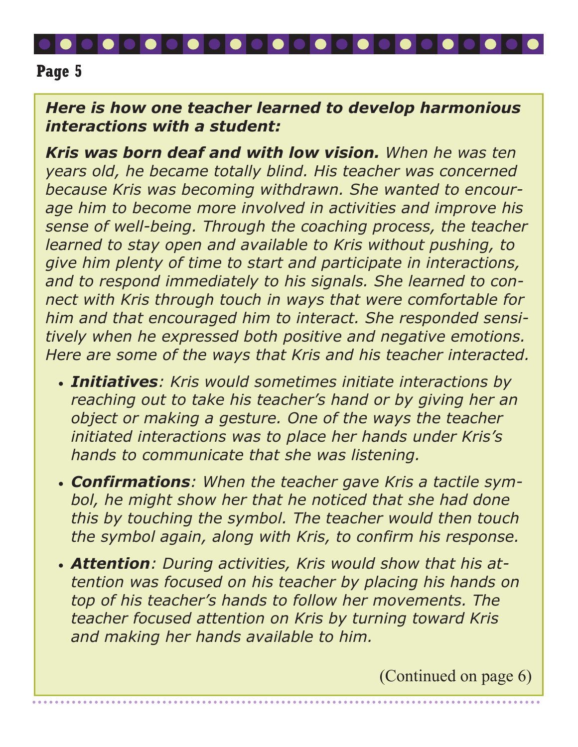***Here is how one teacher learned to develop harmonious interactions with a student:***

***Kris was born deaf and with low vision.*** *When he was ten years old, he became totally blind. His teacher was concerned because Kris was becoming withdrawn. She wanted to encourage him to become more involved in activities and improve his sense of well-being. Through the coaching process, the teacher learned to stay open and available to Kris without pushing, to give him plenty of time to start and participate in interactions, and to respond immediately to his signals. She learned to connect with Kris through touch in ways that were comfortable for him and that encouraged him to interact. She responded sensitively when he expressed both positive and negative emotions. Here are some of the ways that Kris and his teacher interacted.*

- ***Initiatives****: Kris would sometimes initiate interactions by reaching out to take his teacher's hand or by giving her an object or making a gesture. One of the ways the teacher initiated interactions was to place her hands under Kris's hands to communicate that she was listening.*
- ***Confirmations****: When the teacher gave Kris a tactile symbol, he might show her that he noticed that she had done this by touching the symbol. The teacher would then touch the symbol again, along with Kris, to confirm his response.*
- ***Attention****: During activities, Kris would show that his attention was focused on his teacher by placing his hands on top of his teacher's hands to follow her movements. The teacher focused attention on Kris by turning toward Kris and making her hands available to him.*

(Continued on page 6)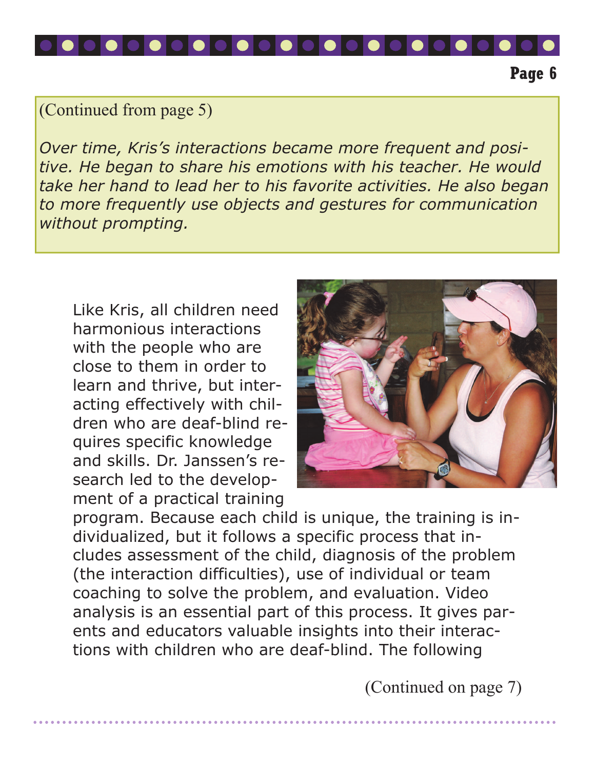(Continued from page 5)

*Over time, Kris's interactions became more frequent and positive. He began to share his emotions with his teacher. He would take her hand to lead her to his favorite activities. He also began to more frequently use objects and gestures for communication without prompting.*

Like Kris, all children need harmonious interactions with the people who are close to them in order to learn and thrive, but interacting effectively with children who are deaf-blind requires specific knowledge and skills. Dr. Janssen's research led to the development of a practical training program. Because each child is unique, the training is individualized, but it follows a specific process that includes assessment of the child, diagnosis of the problem (the interaction difficulties), use of individual or team coaching to solve the problem, and evaluation. Video analysis is an essential part of this process. It gives parents and educators valuable insights into their interactions with children who are deaf-blind. The following

(Continued on page 7)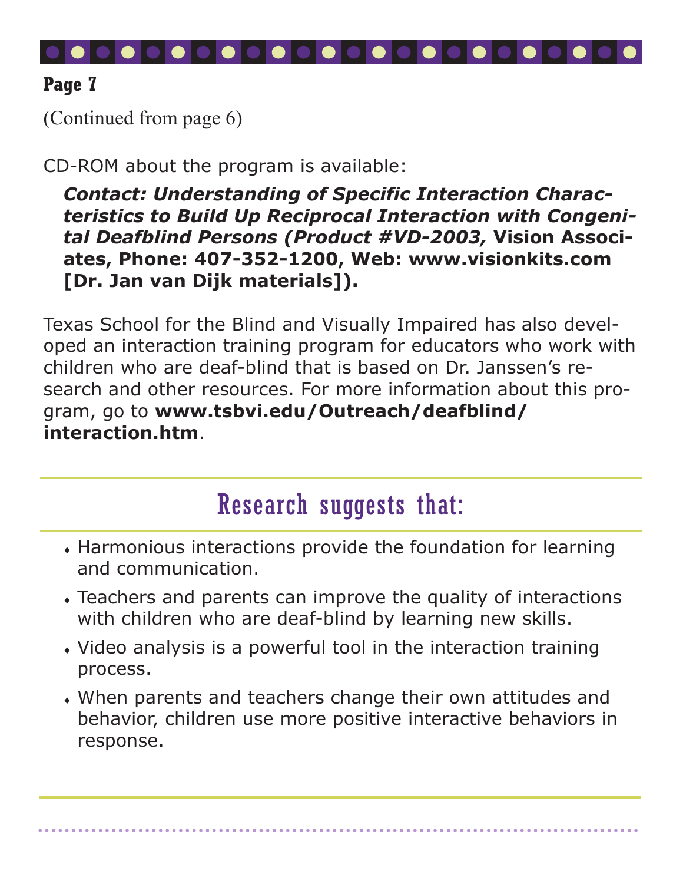(Continued from page 6)

CD-ROM about the program is available:

> ***Contact: Understanding of Specific Interaction Characteristics to Build Up Reciprocal Interaction with Congenital Deafblind Persons (Product #VD-2003,*** **Vision Associates, Phone: 407-352-1200, Web: www.visionkits.com [Dr. Jan van Dijk materials]).**

Texas School for the Blind and Visually Impaired has also developed an interaction training program for educators who work with children who are deaf-blind that is based on Dr. Janssen's research and other resources. For more information about this program, go to **www.tsbvi.edu/Outreach/deafblind/interaction.htm**.

## Research suggests that:

- Harmonious interactions provide the foundation for learning and communication.
- Teachers and parents can improve the quality of interactions with children who are deaf-blind by learning new skills.
- Video analysis is a powerful tool in the interaction training process.
- When parents and teachers change their own attitudes and behavior, children use more positive interactive behaviors in response.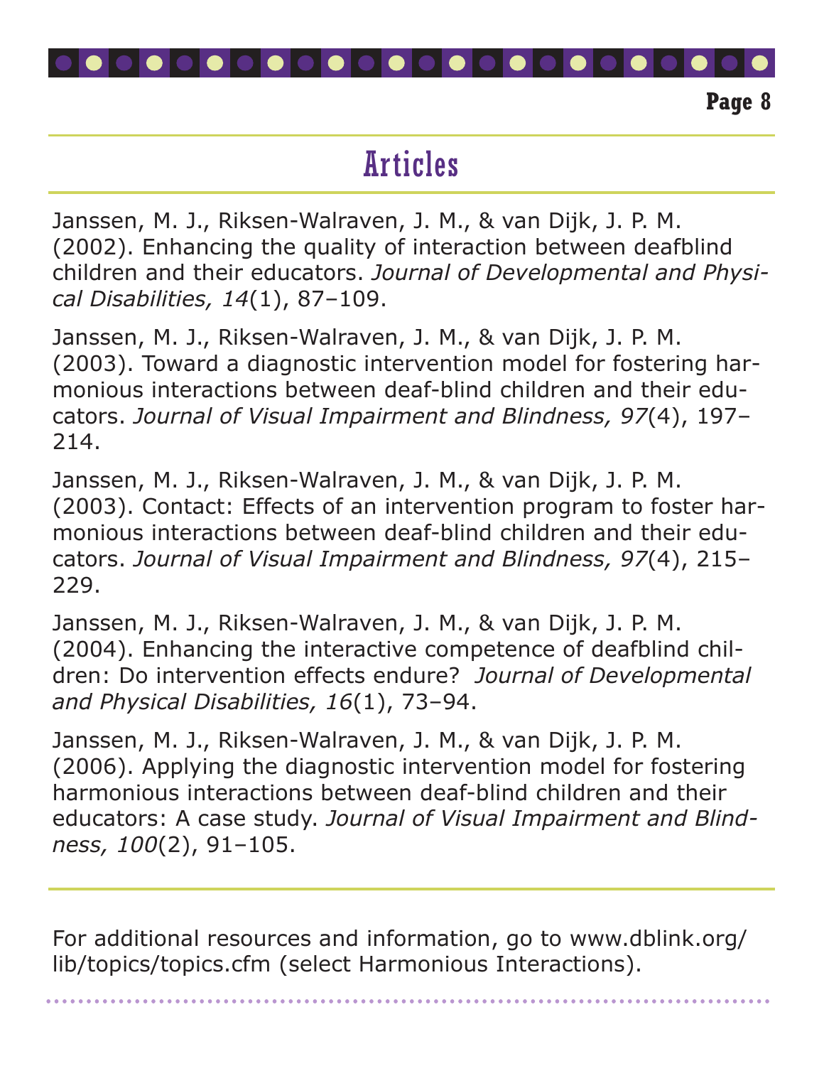# Articles

Janssen, M. J., Riksen-Walraven, J. M., & van Dijk, J. P. M. (2002). Enhancing the quality of interaction between deafblind children and their educators. *Journal of Developmental and Physical Disabilities, 14*(1), 87–109.

Janssen, M. J., Riksen-Walraven, J. M., & van Dijk, J. P. M. (2003). Toward a diagnostic intervention model for fostering harmonious interactions between deaf-blind children and their educators. *Journal of Visual Impairment and Blindness, 97*(4), 197–214.

Janssen, M. J., Riksen-Walraven, J. M., & van Dijk, J. P. M. (2003). Contact: Effects of an intervention program to foster harmonious interactions between deaf-blind children and their educators. *Journal of Visual Impairment and Blindness, 97*(4), 215–229.

Janssen, M. J., Riksen-Walraven, J. M., & van Dijk, J. P. M. (2004). Enhancing the interactive competence of deafblind children: Do intervention effects endure? *Journal of Developmental and Physical Disabilities, 16*(1), 73–94.

Janssen, M. J., Riksen-Walraven, J. M., & van Dijk, J. P. M. (2006). Applying the diagnostic intervention model for fostering harmonious interactions between deaf-blind children and their educators: A case study. *Journal of Visual Impairment and Blindness, 100*(2), 91–105.

For additional resources and information, go to www.dblink.org/lib/topics/topics.cfm (select Harmonious Interactions).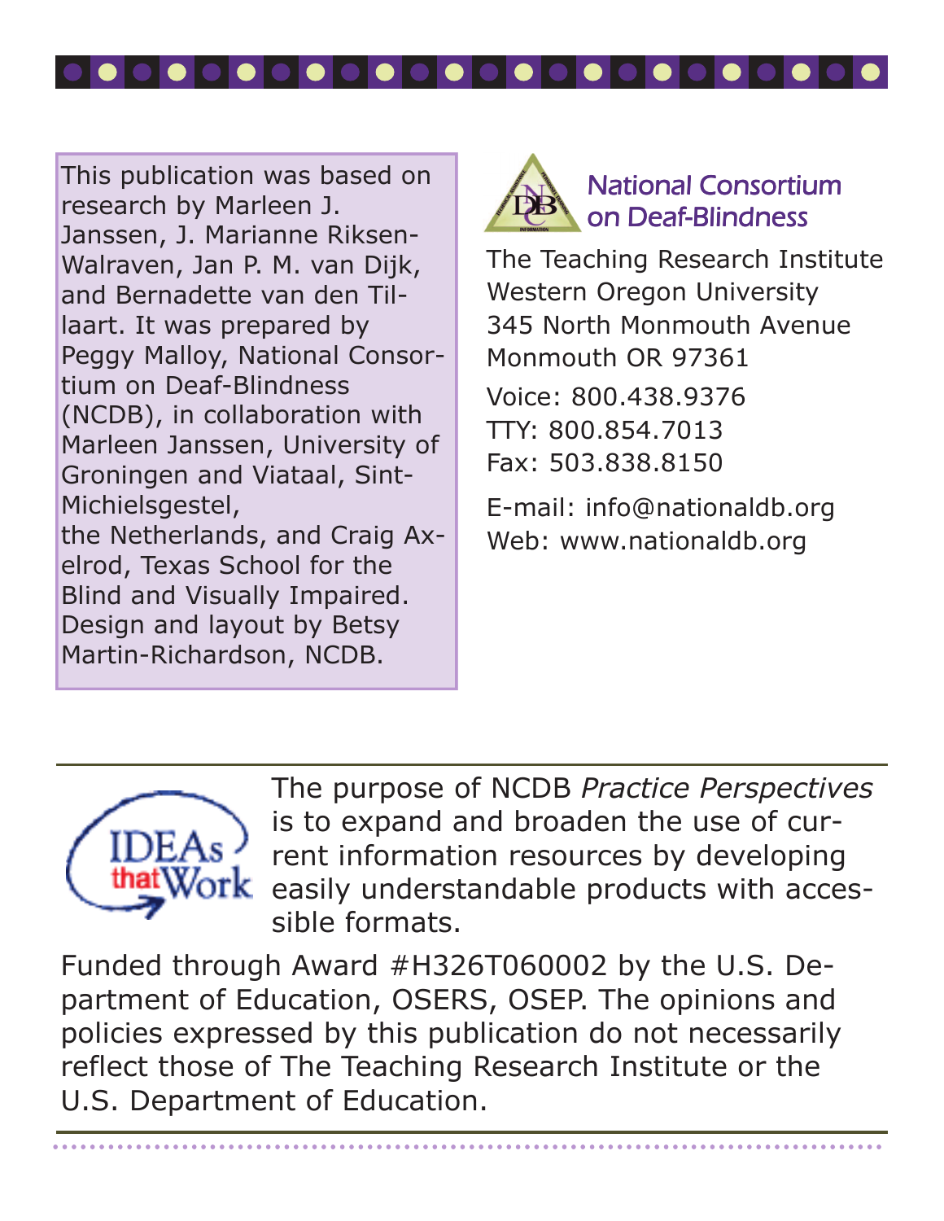This publication was based on research by Marleen J. Janssen, J. Marianne Riksen-Walraven, Jan P. M. van Dijk, and Bernadette van den Tillaart. It was prepared by Peggy Malloy, National Consortium on Deaf-Blindness (NCDB), in collaboration with Marleen Janssen, University of Groningen and Viataal, Sint-Michielsgestel, the Netherlands, and Craig Axelrod, Texas School for the Blind and Visually Impaired. Design and layout by Betsy Martin-Richardson, NCDB.

National Consortium on Deaf-Blindness

The Teaching Research Institute
Western Oregon University
345 North Monmouth Avenue
Monmouth OR 97361

Voice: 800.438.9376
TTY: 800.854.7013
Fax: 503.838.8150

E-mail: info@nationaldb.org
Web: www.nationaldb.org

IDEAs that Work

The purpose of NCDB *Practice Perspectives* is to expand and broaden the use of current information resources by developing easily understandable products with accessible formats.

Funded through Award #H326T060002 by the U.S. Department of Education, OSERS, OSEP. The opinions and policies expressed by this publication do not necessarily reflect those of The Teaching Research Institute or the U.S. Department of Education.